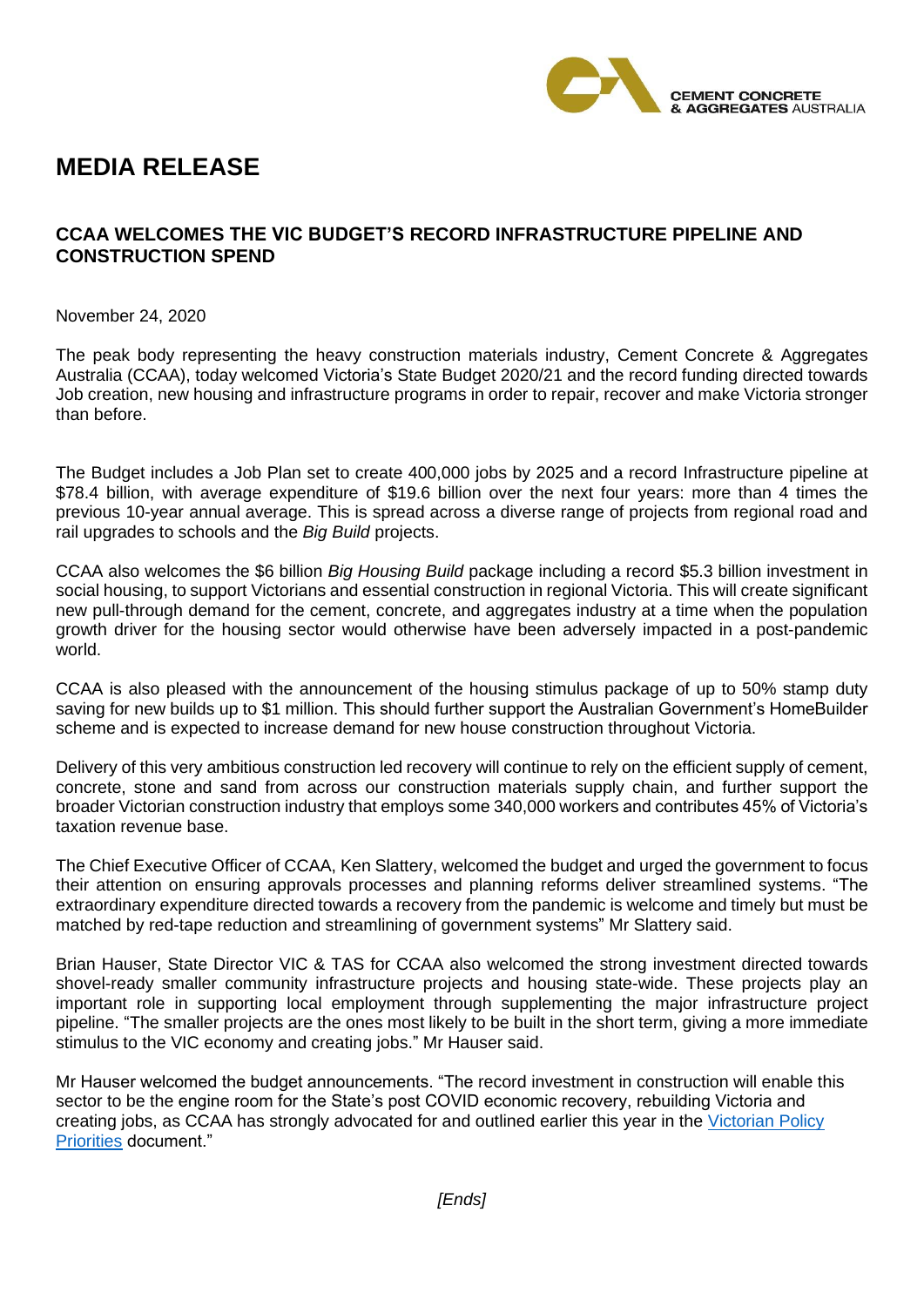CEMENT CONCRETE
& AGGREGATES AUSTRALIA

# MEDIA RELEASE

## CCAA WELCOMES THE VIC BUDGET'S RECORD INFRASTRUCTURE PIPELINE AND CONSTRUCTION SPEND

November 24, 2020

The peak body representing the heavy construction materials industry, Cement Concrete & Aggregates Australia (CCAA), today welcomed Victoria's State Budget 2020/21 and the record funding directed towards Job creation, new housing and infrastructure programs in order to repair, recover and make Victoria stronger than before.

The Budget includes a Job Plan set to create 400,000 jobs by 2025 and a record Infrastructure pipeline at $78.4 billion, with average expenditure of $19.6 billion over the next four years: more than 4 times the previous 10-year annual average. This is spread across a diverse range of projects from regional road and rail upgrades to schools and the *Big Build* projects.

CCAA also welcomes the $6 billion *Big Housing Build* package including a record $5.3 billion investment in social housing, to support Victorians and essential construction in regional Victoria. This will create significant new pull-through demand for the cement, concrete, and aggregates industry at a time when the population growth driver for the housing sector would otherwise have been adversely impacted in a post-pandemic world.

CCAA is also pleased with the announcement of the housing stimulus package of up to 50% stamp duty saving for new builds up to $1 million. This should further support the Australian Government's HomeBuilder scheme and is expected to increase demand for new house construction throughout Victoria.

Delivery of this very ambitious construction led recovery will continue to rely on the efficient supply of cement, concrete, stone and sand from across our construction materials supply chain, and further support the broader Victorian construction industry that employs some 340,000 workers and contributes 45% of Victoria's taxation revenue base.

The Chief Executive Officer of CCAA, Ken Slattery, welcomed the budget and urged the government to focus their attention on ensuring approvals processes and planning reforms deliver streamlined systems. "The extraordinary expenditure directed towards a recovery from the pandemic is welcome and timely but must be matched by red-tape reduction and streamlining of government systems" Mr Slattery said.

Brian Hauser, State Director VIC & TAS for CCAA also welcomed the strong investment directed towards shovel-ready smaller community infrastructure projects and housing state-wide. These projects play an important role in supporting local employment through supplementing the major infrastructure project pipeline. "The smaller projects are the ones most likely to be built in the short term, giving a more immediate stimulus to the VIC economy and creating jobs." Mr Hauser said.

Mr Hauser welcomed the budget announcements. "The record investment in construction will enable this sector to be the engine room for the State's post COVID economic recovery, rebuilding Victoria and creating jobs, as CCAA has strongly advocated for and outlined earlier this year in the Victorian Policy Priorities document."

*[Ends]*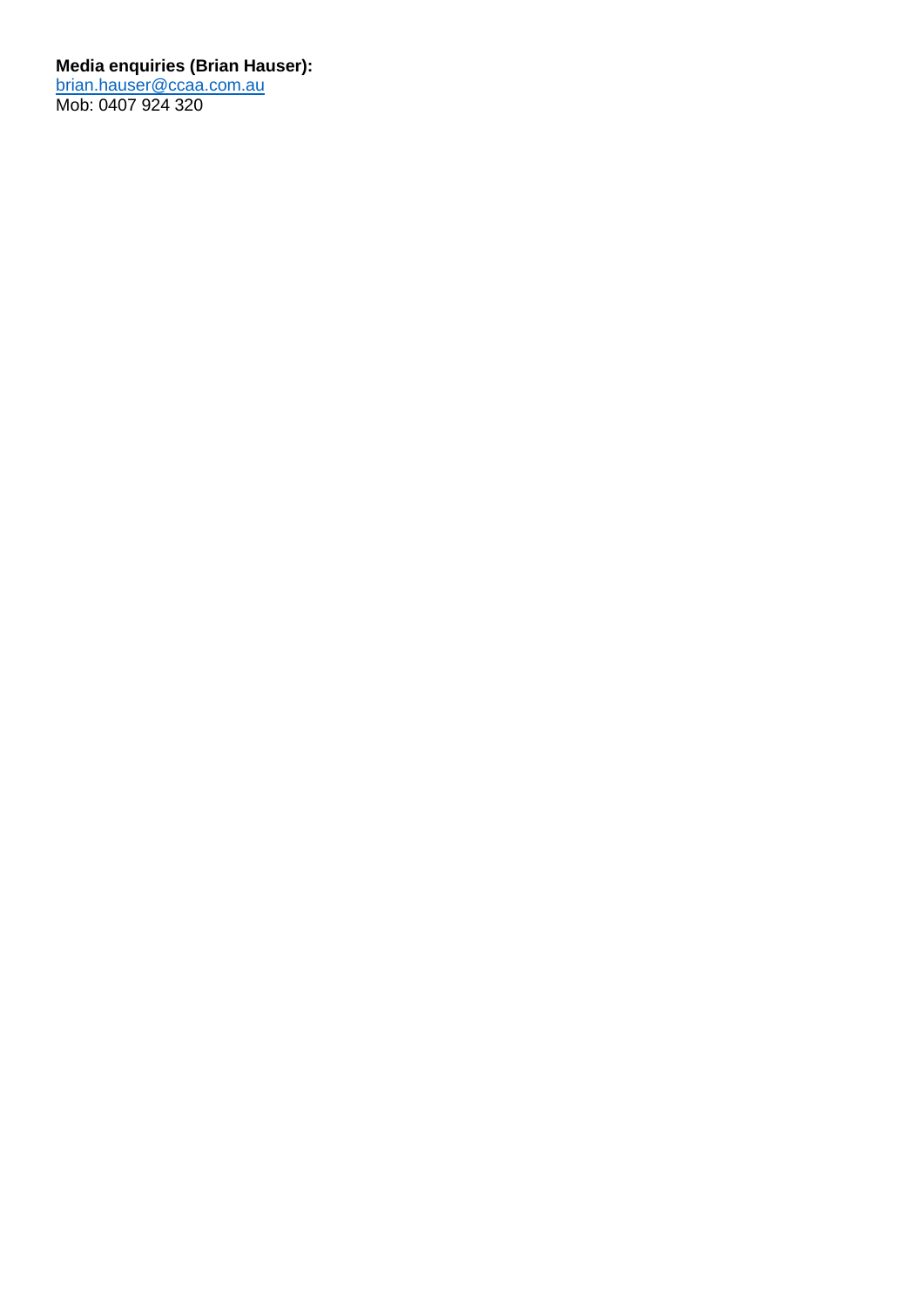**Media enquiries (Brian Hauser):**
[brian.hauser@ccaa.com.au](mailto:brian.hauser@ccaa.com.au)
Mob: 0407 924 320